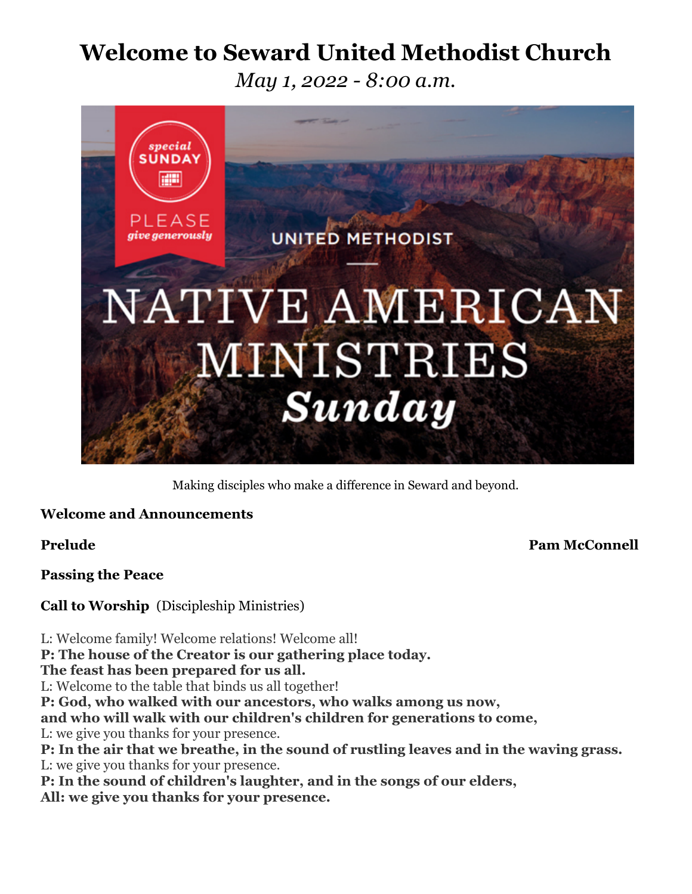# Welcome to Seward United Methodist Church

*May 1, 2022 - 8:00 a.m.*

Making disciples who make a difference in Seward and beyond.

**Welcome and Announcements**

**Prelude** **Pam McConnell**

**Passing the Peace**

**Call to Worship** (Discipleship Ministries)

L: Welcome family! Welcome relations! Welcome all!
**P: The house of the Creator is our gathering place today.**
**The feast has been prepared for us all.**
L: Welcome to the table that binds us all together!
**P: God, who walked with our ancestors, who walks among us now,**
**and who will walk with our children's children for generations to come,**
L: we give you thanks for your presence.
**P: In the air that we breathe, in the sound of rustling leaves and in the waving grass.**
L: we give you thanks for your presence.
**P: In the sound of children's laughter, and in the songs of our elders,**
**All: we give you thanks for your presence.**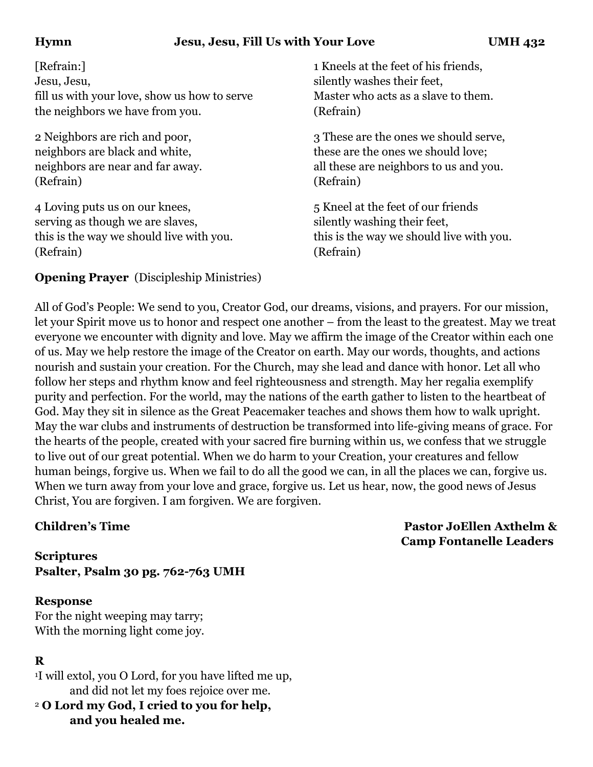**Hymn** **Jesu, Jesu, Fill Us with Your Love** **UMH 432**

[Refrain:]
Jesu, Jesu,
fill us with your love, show us how to serve
the neighbors we have from you.

1 Kneels at the feet of his friends,
silently washes their feet,
Master who acts as a slave to them.
(Refrain)

2 Neighbors are rich and poor,
neighbors are black and white,
neighbors are near and far away.
(Refrain)

3 These are the ones we should serve,
these are the ones we should love;
all these are neighbors to us and you.
(Refrain)

4 Loving puts us on our knees,
serving as though we are slaves,
this is the way we should live with you.
(Refrain)

5 Kneel at the feet of our friends
silently washing their feet,
this is the way we should live with you.
(Refrain)

**Opening Prayer** (Discipleship Ministries)

All of God's People: We send to you, Creator God, our dreams, visions, and prayers. For our mission, let your Spirit move us to honor and respect one another – from the least to the greatest. May we treat everyone we encounter with dignity and love. May we affirm the image of the Creator within each one of us. May we help restore the image of the Creator on earth. May our words, thoughts, and actions nourish and sustain your creation. For the Church, may she lead and dance with honor. Let all who follow her steps and rhythm know and feel righteousness and strength. May her regalia exemplify purity and perfection. For the world, may the nations of the earth gather to listen to the heartbeat of God. May they sit in silence as the Great Peacemaker teaches and shows them how to walk upright. May the war clubs and instruments of destruction be transformed into life-giving means of grace. For the hearts of the people, created with your sacred fire burning within us, we confess that we struggle to live out of our great potential. When we do harm to your Creation, your creatures and fellow human beings, forgive us. When we fail to do all the good we can, in all the places we can, forgive us. When we turn away from your love and grace, forgive us. Let us hear, now, the good news of Jesus Christ, You are forgiven. I am forgiven. We are forgiven.

**Children's Time** **Pastor JoEllen Axthelm & Camp Fontanelle Leaders**

**Scriptures**
**Psalter, Psalm 30 pg. 762-763 UMH**

**Response**
For the night weeping may tarry;
With the morning light come joy.

**R**

1 I will extol, you O Lord, for you have lifted me up,
and did not let my foes rejoice over me.

2 **O Lord my God, I cried to you for help,**
**and you healed me.**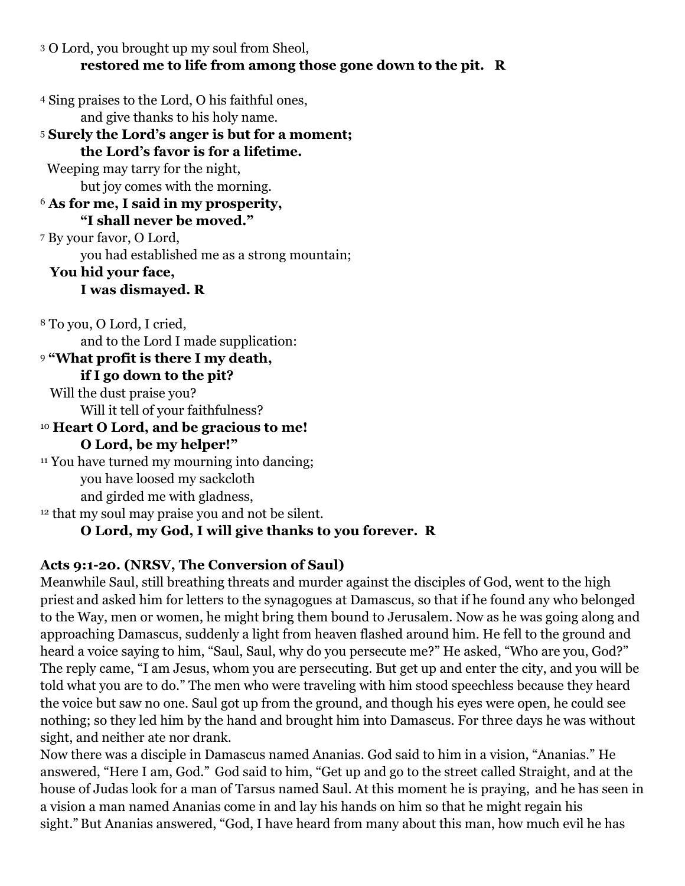3 O Lord, you brought up my soul from Sheol,
**restored me to life from among those gone down to the pit. R**

4 Sing praises to the Lord, O his faithful ones,
and give thanks to his holy name.
5 **Surely the Lord's anger is but for a moment;**
**the Lord's favor is for a lifetime.**
Weeping may tarry for the night,
but joy comes with the morning.
6 **As for me, I said in my prosperity,**
**"I shall never be moved."**
7 By your favor, O Lord,
you had established me as a strong mountain;
**You hid your face,**
**I was dismayed. R**

8 To you, O Lord, I cried,
and to the Lord I made supplication:
9 **"What profit is there I my death,**
**if I go down to the pit?**
Will the dust praise you?
Will it tell of your faithfulness?
10 **Heart O Lord, and be gracious to me!**
**O Lord, be my helper!"**
11 You have turned my mourning into dancing;
you have loosed my sackcloth
and girded me with gladness,
12 that my soul may praise you and not be silent.
**O Lord, my God, I will give thanks to you forever. R**

**Acts 9:1-20. (NRSV, The Conversion of Saul)**

Meanwhile Saul, still breathing threats and murder against the disciples of God, went to the high priest and asked him for letters to the synagogues at Damascus, so that if he found any who belonged to the Way, men or women, he might bring them bound to Jerusalem. Now as he was going along and approaching Damascus, suddenly a light from heaven flashed around him. He fell to the ground and heard a voice saying to him, "Saul, Saul, why do you persecute me?" He asked, "Who are you, God?" The reply came, "I am Jesus, whom you are persecuting. But get up and enter the city, and you will be told what you are to do." The men who were traveling with him stood speechless because they heard the voice but saw no one. Saul got up from the ground, and though his eyes were open, he could see nothing; so they led him by the hand and brought him into Damascus. For three days he was without sight, and neither ate nor drank.

Now there was a disciple in Damascus named Ananias. God said to him in a vision, "Ananias." He answered, "Here I am, God." God said to him, "Get up and go to the street called Straight, and at the house of Judas look for a man of Tarsus named Saul. At this moment he is praying, and he has seen in a vision a man named Ananias come in and lay his hands on him so that he might regain his sight." But Ananias answered, "God, I have heard from many about this man, how much evil he has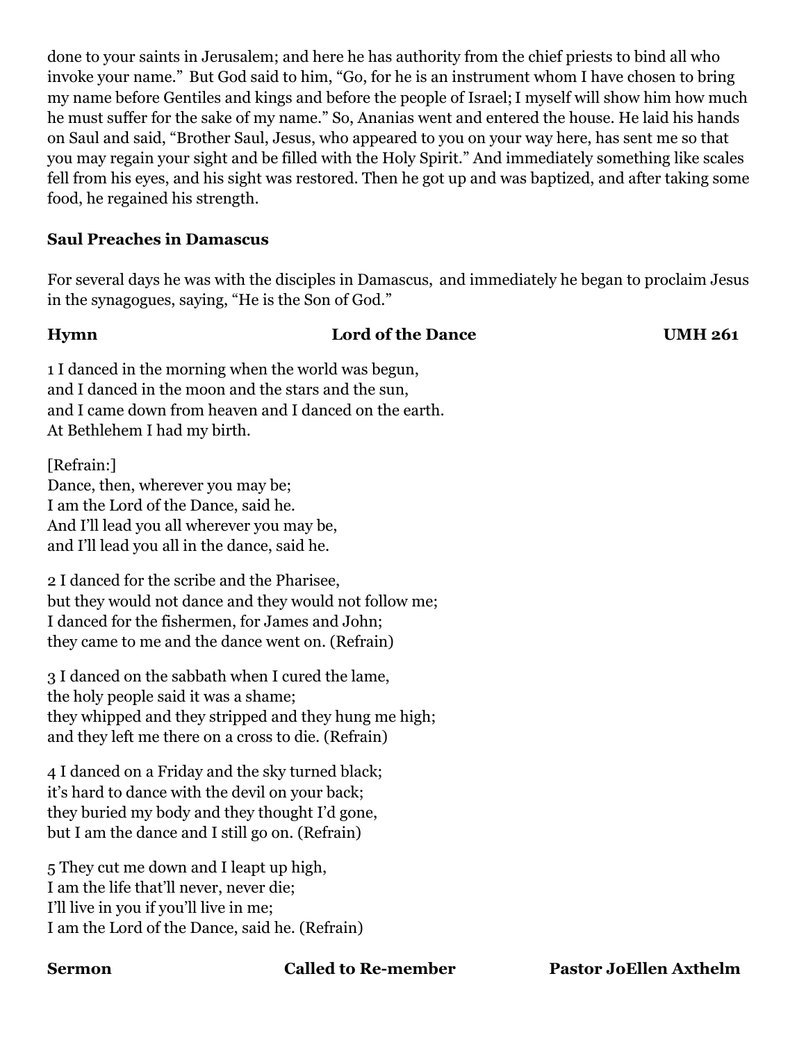done to your saints in Jerusalem; and here he has authority from the chief priests to bind all who invoke your name." But God said to him, "Go, for he is an instrument whom I have chosen to bring my name before Gentiles and kings and before the people of Israel; I myself will show him how much he must suffer for the sake of my name." So, Ananias went and entered the house. He laid his hands on Saul and said, "Brother Saul, Jesus, who appeared to you on your way here, has sent me so that you may regain your sight and be filled with the Holy Spirit." And immediately something like scales fell from his eyes, and his sight was restored. Then he got up and was baptized, and after taking some food, he regained his strength.

**Saul Preaches in Damascus**

For several days he was with the disciples in Damascus, and immediately he began to proclaim Jesus in the synagogues, saying, "He is the Son of God."

**Hymn** **Lord of the Dance** **UMH 261**

1 I danced in the morning when the world was begun,
and I danced in the moon and the stars and the sun,
and I came down from heaven and I danced on the earth.
At Bethlehem I had my birth.

[Refrain:]
Dance, then, wherever you may be;
I am the Lord of the Dance, said he.
And I'll lead you all wherever you may be,
and I'll lead you all in the dance, said he.

2 I danced for the scribe and the Pharisee,
but they would not dance and they would not follow me;
I danced for the fishermen, for James and John;
they came to me and the dance went on. (Refrain)

3 I danced on the sabbath when I cured the lame,
the holy people said it was a shame;
they whipped and they stripped and they hung me high;
and they left me there on a cross to die. (Refrain)

4 I danced on a Friday and the sky turned black;
it's hard to dance with the devil on your back;
they buried my body and they thought I'd gone,
but I am the dance and I still go on. (Refrain)

5 They cut me down and I leapt up high,
I am the life that'll never, never die;
I'll live in you if you'll live in me;
I am the Lord of the Dance, said he. (Refrain)

**Sermon** **Called to Re-member** **Pastor JoEllen Axthelm**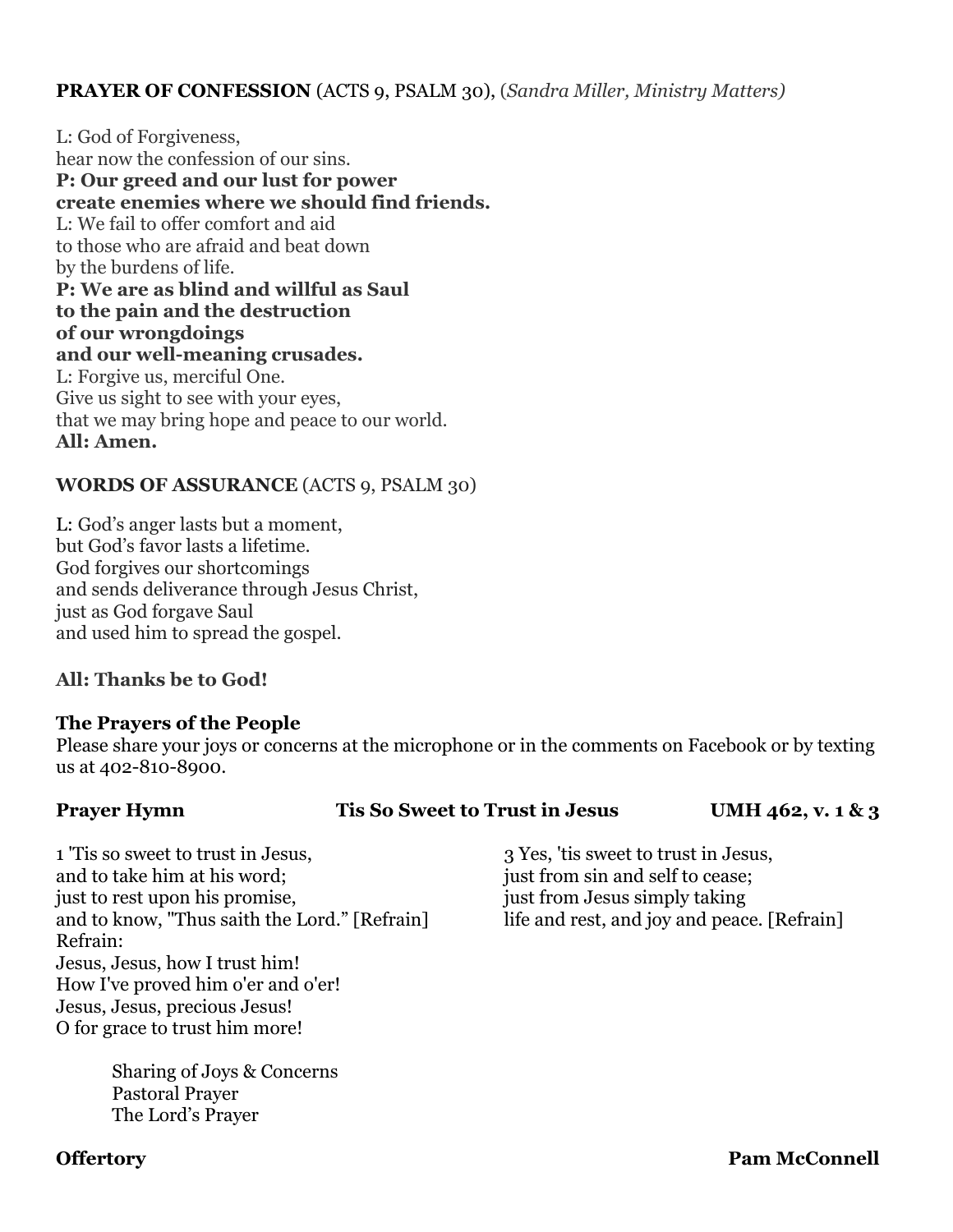**PRAYER OF CONFESSION** (ACTS 9, PSALM 30), (*Sandra Miller, Ministry Matters)*

L: God of Forgiveness,
hear now the confession of our sins.
**P: Our greed and our lust for power**
**create enemies where we should find friends.**
L: We fail to offer comfort and aid
to those who are afraid and beat down
by the burdens of life.
**P: We are as blind and willful as Saul**
**to the pain and the destruction**
**of our wrongdoings**
**and our well-meaning crusades.**
L: Forgive us, merciful One.
Give us sight to see with your eyes,
that we may bring hope and peace to our world.
**All: Amen.**

**WORDS OF ASSURANCE** (ACTS 9, PSALM 30)

L: God's anger lasts but a moment,
but God's favor lasts a lifetime.
God forgives our shortcomings
and sends deliverance through Jesus Christ,
just as God forgave Saul
and used him to spread the gospel.

**All: Thanks be to God!**

**The Prayers of the People**
Please share your joys or concerns at the microphone or in the comments on Facebook or by texting us at 402-810-8900.

**Prayer Hymn** **Tis So Sweet to Trust in Jesus** **UMH 462, v. 1 & 3**

1 'Tis so sweet to trust in Jesus,
and to take him at his word;
just to rest upon his promise,
and to know, "Thus saith the Lord." [Refrain]
Refrain:
Jesus, Jesus, how I trust him!
How I've proved him o'er and o'er!
Jesus, Jesus, precious Jesus!
O for grace to trust him more!

3 Yes, 'tis sweet to trust in Jesus,
just from sin and self to cease;
just from Jesus simply taking
life and rest, and joy and peace. [Refrain]

Sharing of Joys & Concerns
Pastoral Prayer
The Lord's Prayer

**Offertory** **Pam McConnell**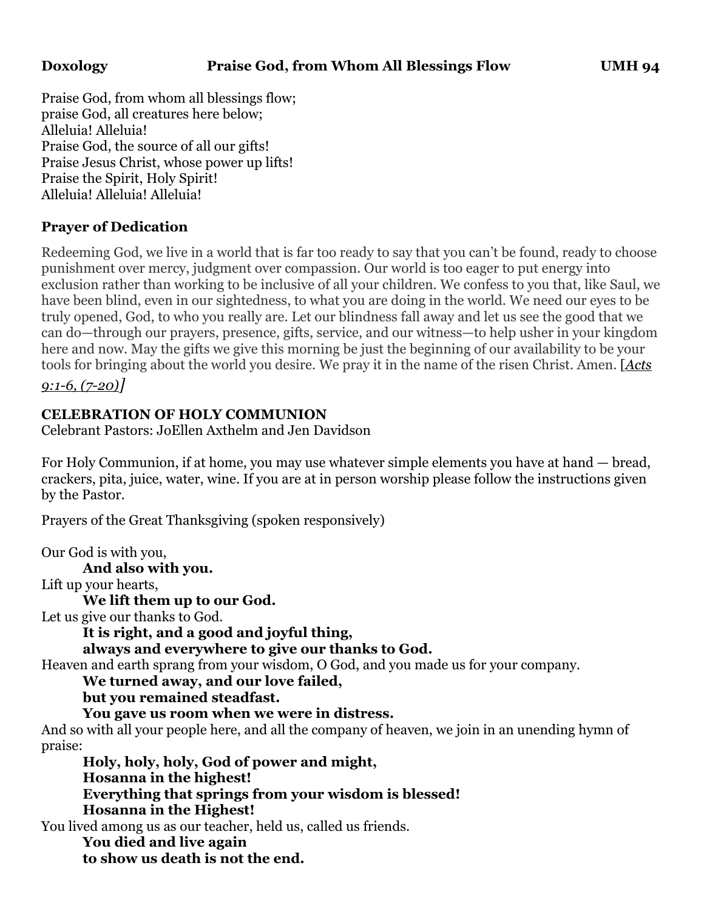**Doxology** **Praise God, from Whom All Blessings Flow** **UMH 94**

Praise God, from whom all blessings flow;
praise God, all creatures here below;
Alleluia! Alleluia!
Praise God, the source of all our gifts!
Praise Jesus Christ, whose power up lifts!
Praise the Spirit, Holy Spirit!
Alleluia! Alleluia! Alleluia!

### Prayer of Dedication

Redeeming God, we live in a world that is far too ready to say that you can't be found, ready to choose punishment over mercy, judgment over compassion. Our world is too eager to put energy into exclusion rather than working to be inclusive of all your children. We confess to you that, like Saul, we have been blind, even in our sightedness, to what you are doing in the world. We need our eyes to be truly opened, God, to who you really are. Let our blindness fall away and let us see the good that we can do—through our prayers, presence, gifts, service, and our witness—to help usher in your kingdom here and now. May the gifts we give this morning be just the beginning of our availability to be your tools for bringing about the world you desire. We pray it in the name of the risen Christ. Amen. [*Acts 9:1-6, (7-20)*]

### CELEBRATION OF HOLY COMMUNION

Celebrant Pastors: JoEllen Axthelm and Jen Davidson

For Holy Communion, if at home, you may use whatever simple elements you have at hand — bread, crackers, pita, juice, water, wine. If you are at in person worship please follow the instructions given by the Pastor.

Prayers of the Great Thanksgiving (spoken responsively)

Our God is with you,
    **And also with you.**
Lift up your hearts,
    **We lift them up to our God.**
Let us give our thanks to God.
    **It is right, and a good and joyful thing,**
    **always and everywhere to give our thanks to God.**
Heaven and earth sprang from your wisdom, O God, and you made us for your company.
    **We turned away, and our love failed,**
    **but you remained steadfast.**
    **You gave us room when we were in distress.**
And so with all your people here, and all the company of heaven, we join in an unending hymn of praise:
    **Holy, holy, holy, God of power and might,**
    **Hosanna in the highest!**
    **Everything that springs from your wisdom is blessed!**
    **Hosanna in the Highest!**
You lived among us as our teacher, held us, called us friends.
    **You died and live again**
    **to show us death is not the end.**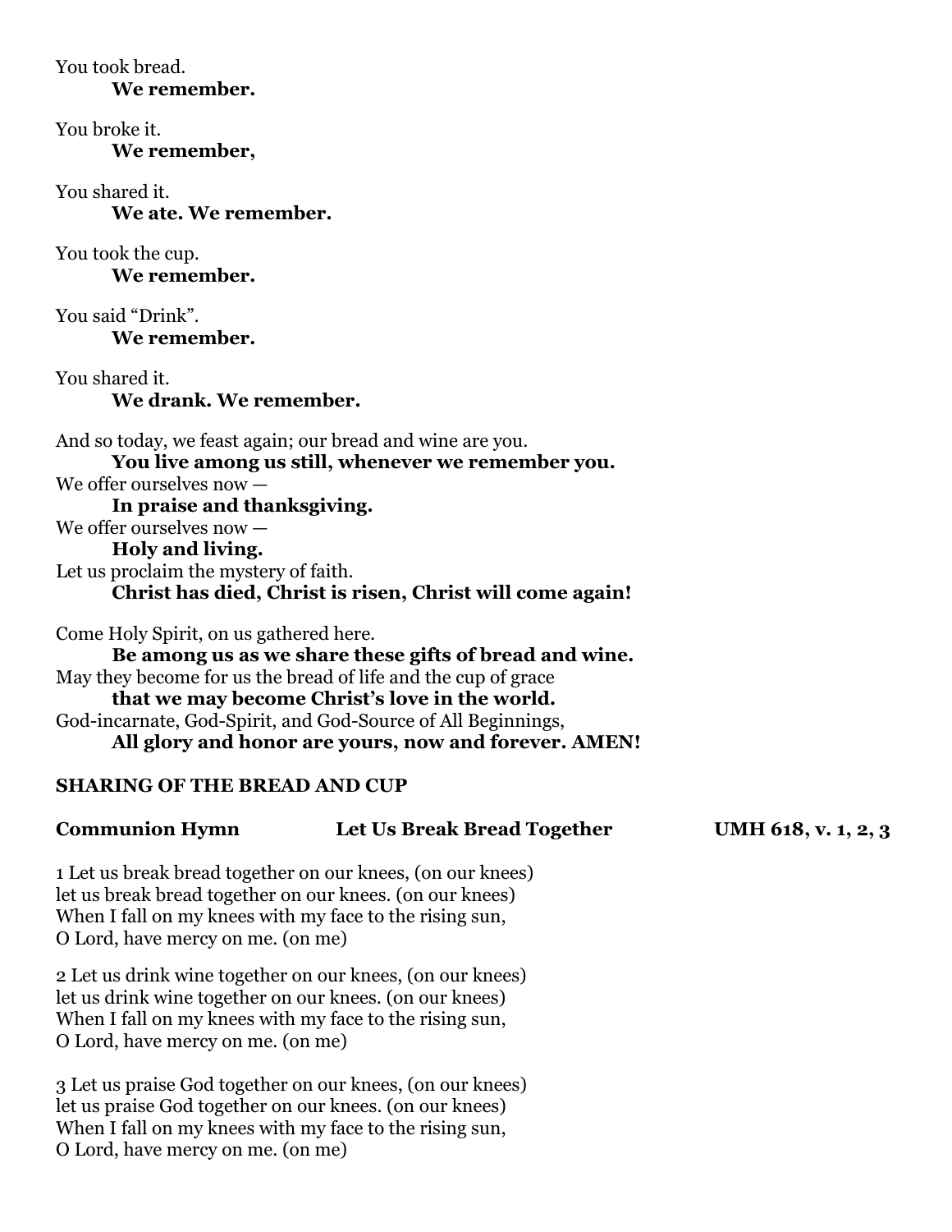You took bread.
**We remember.**

You broke it.
**We remember,**

You shared it.
**We ate. We remember.**

You took the cup.
**We remember.**

You said "Drink".
**We remember.**

You shared it.
**We drank. We remember.**

And so today, we feast again; our bread and wine are you.
**You live among us still, whenever we remember you.**
We offer ourselves now —
**In praise and thanksgiving.**
We offer ourselves now —
**Holy and living.**
Let us proclaim the mystery of faith.
**Christ has died, Christ is risen, Christ will come again!**

Come Holy Spirit, on us gathered here.
**Be among us as we share these gifts of bread and wine.**
May they become for us the bread of life and the cup of grace
**that we may become Christ's love in the world.**
God-incarnate, God-Spirit, and God-Source of All Beginnings,
**All glory and honor are yours, now and forever. AMEN!**

**SHARING OF THE BREAD AND CUP**

**Communion Hymn Let Us Break Bread Together UMH 618, v. 1, 2, 3**

1 Let us break bread together on our knees, (on our knees)
let us break bread together on our knees. (on our knees)
When I fall on my knees with my face to the rising sun,
O Lord, have mercy on me. (on me)

2 Let us drink wine together on our knees, (on our knees)
let us drink wine together on our knees. (on our knees)
When I fall on my knees with my face to the rising sun,
O Lord, have mercy on me. (on me)

3 Let us praise God together on our knees, (on our knees)
let us praise God together on our knees. (on our knees)
When I fall on my knees with my face to the rising sun,
O Lord, have mercy on me. (on me)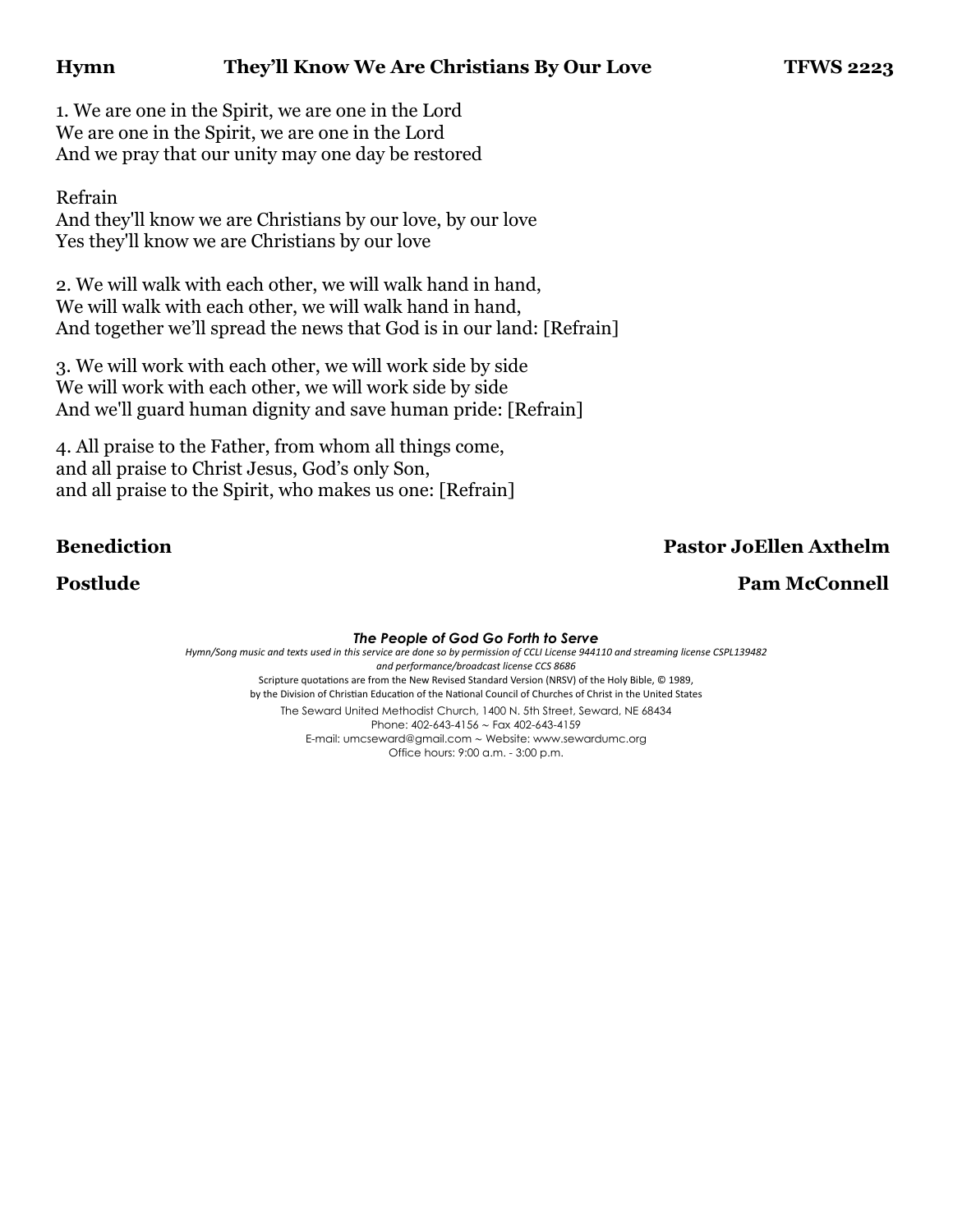**Hymn They'll Know We Are Christians By Our Love TFWS 2223**

1. We are one in the Spirit, we are one in the Lord
We are one in the Spirit, we are one in the Lord
And we pray that our unity may one day be restored

Refrain
And they'll know we are Christians by our love, by our love
Yes they'll know we are Christians by our love

2. We will walk with each other, we will walk hand in hand,
We will walk with each other, we will walk hand in hand,
And together we'll spread the news that God is in our land: [Refrain]

3. We will work with each other, we will work side by side
We will work with each other, we will work side by side
And we'll guard human dignity and save human pride: [Refrain]

4. All praise to the Father, from whom all things come,
and all praise to Christ Jesus, God's only Son,
and all praise to the Spirit, who makes us one: [Refrain]

**Benediction Pastor JoEllen Axthelm**

**Postlude Pam McConnell**

***The People of God Go Forth to Serve***

*Hymn/Song music and texts used in this service are done so by permission of CCLI License 944110 and streaming license CSPL139482 and performance/broadcast license CCS 8686*

Scripture quotations are from the New Revised Standard Version (NRSV) of the Holy Bible, © 1989, by the Division of Christian Education of the National Council of Churches of Christ in the United States

The Seward United Methodist Church, 1400 N. 5th Street, Seward, NE 68434
Phone: 402-643-4156 ~ Fax 402-643-4159
E-mail: umcseward@gmail.com ~ Website: www.sewardumc.org
Office hours: 9:00 a.m. - 3:00 p.m.